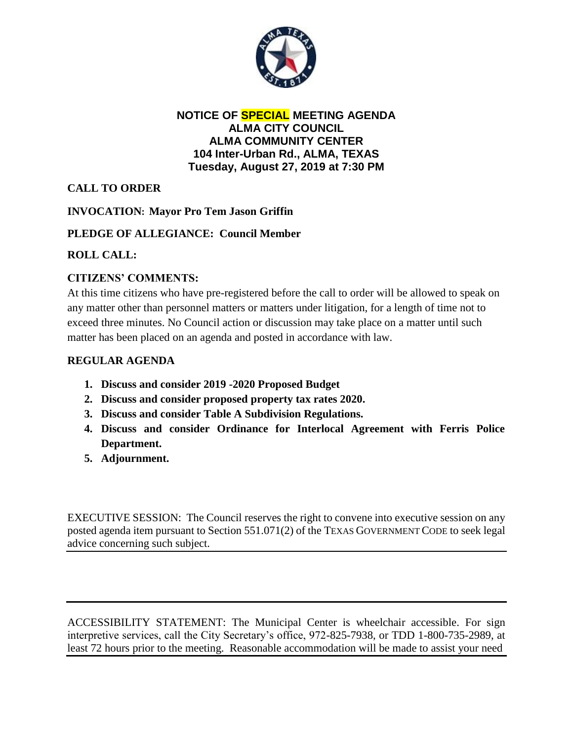**NOTICE OF SPECIAL MEETING AGENDA**
**ALMA CITY COUNCIL**
**ALMA COMMUNITY CENTER**
**104 Inter-Urban Rd., ALMA, TEXAS**
**Tuesday, August 27, 2019 at 7:30 PM**

**CALL TO ORDER**

**INVOCATION: Mayor Pro Tem Jason Griffin**

**PLEDGE OF ALLEGIANCE: Council Member**

**ROLL CALL:**

**CITIZENS' COMMENTS:**

At this time citizens who have pre-registered before the call to order will be allowed to speak on any matter other than personnel matters or matters under litigation, for a length of time not to exceed three minutes. No Council action or discussion may take place on a matter until such matter has been placed on an agenda and posted in accordance with law.

**REGULAR AGENDA**

1. **Discuss and consider 2019 -2020 Proposed Budget**
2. **Discuss and consider proposed property tax rates 2020.**
3. **Discuss and consider Table A Subdivision Regulations.**
4. **Discuss and consider Ordinance for Interlocal Agreement with Ferris Police Department.**
5. **Adjournment.**

EXECUTIVE SESSION: The Council reserves the right to convene into executive session on any posted agenda item pursuant to Section 551.071(2) of the TEXAS GOVERNMENT CODE to seek legal advice concerning such subject.

ACCESSIBILITY STATEMENT: The Municipal Center is wheelchair accessible. For sign interpretive services, call the City Secretary's office, 972-825-7938, or TDD 1-800-735-2989, at least 72 hours prior to the meeting. Reasonable accommodation will be made to assist your need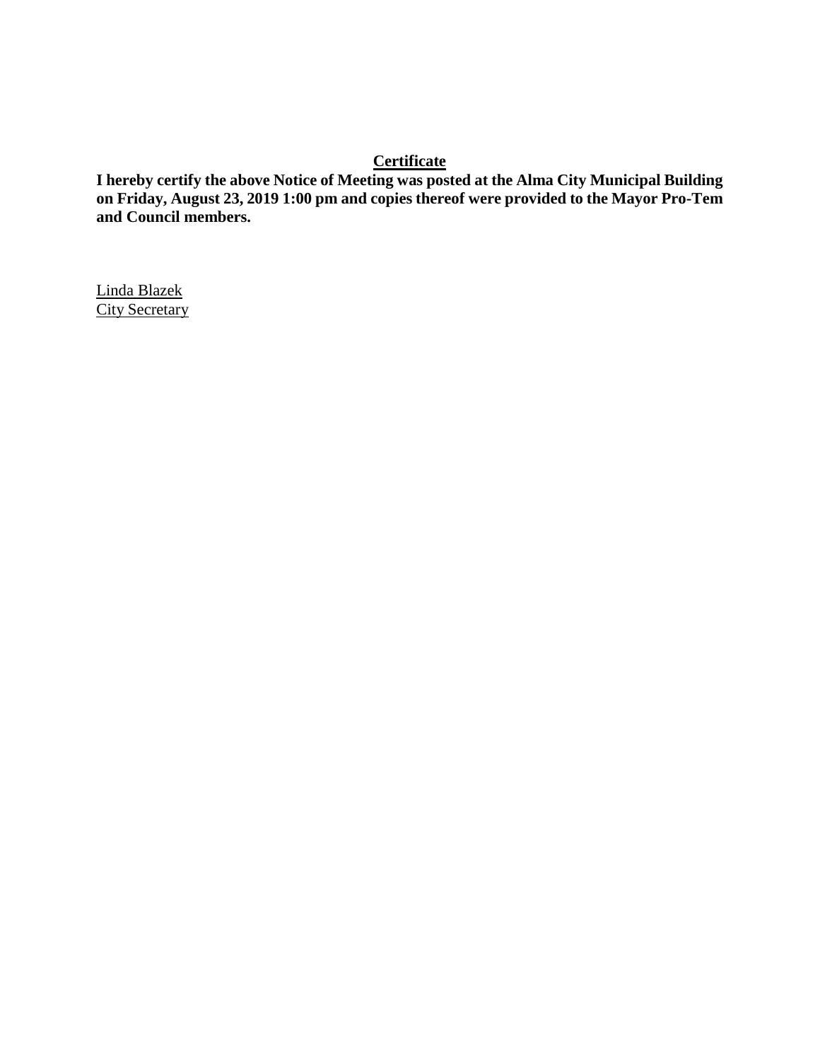**Certificate**

**I hereby certify the above Notice of Meeting was posted at the Alma City Municipal Building on Friday, August 23, 2019 1:00 pm and copies thereof were provided to the Mayor Pro-Tem and Council members.**

Linda Blazek
City Secretary